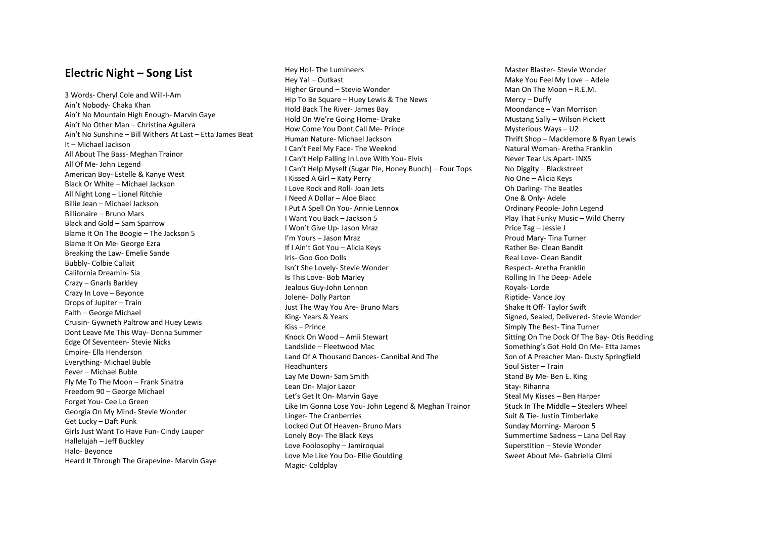## Electric Night – Song List

3 Words- Cheryl Cole and Will-I-Am
Ain't Nobody- Chaka Khan
Ain't No Mountain High Enough- Marvin Gaye
Ain't No Other Man – Christina Aguilera
Ain't No Sunshine – Bill Withers At Last – Etta James Beat It – Michael Jackson
All About The Bass- Meghan Trainor
All Of Me- John Legend
American Boy- Estelle & Kanye West
Black Or White – Michael Jackson
All Night Long – Lionel Ritchie
Billie Jean – Michael Jackson
Billionaire – Bruno Mars
Black and Gold – Sam Sparrow
Blame It On The Boogie – The Jackson 5
Blame It On Me- George Ezra
Breaking the Law- Emelie Sande
Bubbly- Colbie Callait
California Dreamin- Sia
Crazy – Gnarls Barkley
Crazy In Love – Beyonce
Drops of Jupiter – Train
Faith – George Michael
Cruisin- Gywneth Paltrow and Huey Lewis
Dont Leave Me This Way- Donna Summer
Edge Of Seventeen- Stevie Nicks
Empire- Ella Henderson
Everything- Michael Buble
Fever – Michael Buble
Fly Me To The Moon – Frank Sinatra
Freedom 90 – George Michael
Forget You- Cee Lo Green
Georgia On My Mind- Stevie Wonder
Get Lucky – Daft Punk
Girls Just Want To Have Fun- Cindy Lauper
Hallelujah – Jeff Buckley
Halo- Beyonce
Heard It Through The Grapevine- Marvin Gaye
Hey Ho!- The Lumineers
Hey Ya! – Outkast
Higher Ground – Stevie Wonder
Hip To Be Square – Huey Lewis & The News
Hold Back The River- James Bay
Hold On We're Going Home- Drake
How Come You Dont Call Me- Prince
Human Nature- Michael Jackson
I Can't Feel My Face- The Weeknd
I Can't Help Falling In Love With You- Elvis
I Can't Help Myself (Sugar Pie, Honey Bunch) – Four Tops
I Kissed A Girl – Katy Perry
I Love Rock and Roll- Joan Jets
I Need A Dollar – Aloe Blacc
I Put A Spell On You- Annie Lennox
I Want You Back – Jackson 5
I Won't Give Up- Jason Mraz
I'm Yours – Jason Mraz
If I Ain't Got You – Alicia Keys
Iris- Goo Goo Dolls
Isn't She Lovely- Stevie Wonder
Is This Love- Bob Marley
Jealous Guy-John Lennon
Jolene- Dolly Parton
Just The Way You Are- Bruno Mars
King- Years & Years
Kiss – Prince
Knock On Wood – Amii Stewart
Landslide – Fleetwood Mac
Land Of A Thousand Dances- Cannibal And The Headhunters
Lay Me Down- Sam Smith
Lean On- Major Lazor
Let's Get It On- Marvin Gaye
Like Im Gonna Lose You- John Legend & Meghan Trainor
Linger- The Cranberries
Locked Out Of Heaven- Bruno Mars
Lonely Boy- The Black Keys
Love Foolosophy – Jamiroquai
Love Me Like You Do- Ellie Goulding
Magic- Coldplay
Master Blaster- Stevie Wonder
Make You Feel My Love – Adele
Man On The Moon – R.E.M.
Mercy – Duffy
Moondance – Van Morrison
Mustang Sally – Wilson Pickett
Mysterious Ways – U2
Thrift Shop – Macklemore & Ryan Lewis
Natural Woman- Aretha Franklin
Never Tear Us Apart- INXS
No Diggity – Blackstreet
No One – Alicia Keys
Oh Darling- The Beatles
One & Only- Adele
Ordinary People- John Legend
Play That Funky Music – Wild Cherry
Price Tag – Jessie J
Proud Mary- Tina Turner
Rather Be- Clean Bandit
Real Love- Clean Bandit
Respect- Aretha Franklin
Rolling In The Deep- Adele
Royals- Lorde
Riptide- Vance Joy
Shake It Off- Taylor Swift
Signed, Sealed, Delivered- Stevie Wonder
Simply The Best- Tina Turner
Sitting On The Dock Of The Bay- Otis Redding
Something's Got Hold On Me- Etta James
Son of A Preacher Man- Dusty Springfield
Soul Sister – Train
Stand By Me- Ben E. King
Stay- Rihanna
Steal My Kisses – Ben Harper
Stuck In The Middle – Stealers Wheel
Suit & Tie- Justin Timberlake
Sunday Morning- Maroon 5
Summertime Sadness – Lana Del Ray
Superstition – Stevie Wonder
Sweet About Me- Gabriella Cilmi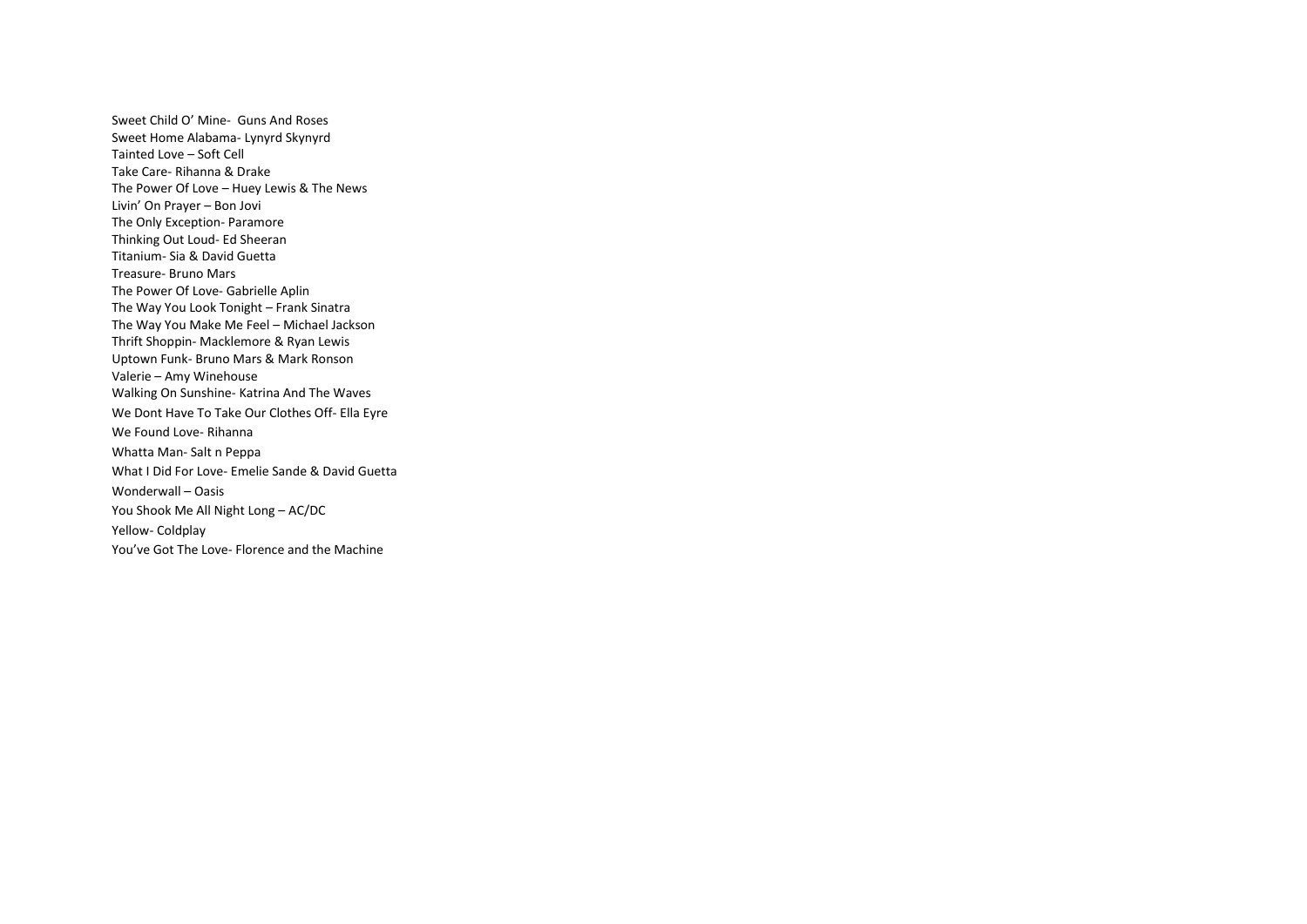Sweet Child O' Mine- Guns And Roses
Sweet Home Alabama- Lynyrd Skynyrd
Tainted Love – Soft Cell
Take Care- Rihanna & Drake
The Power Of Love – Huey Lewis & The News
Livin' On Prayer – Bon Jovi
The Only Exception- Paramore
Thinking Out Loud- Ed Sheeran
Titanium- Sia & David Guetta
Treasure- Bruno Mars
The Power Of Love- Gabrielle Aplin
The Way You Look Tonight – Frank Sinatra
The Way You Make Me Feel – Michael Jackson
Thrift Shoppin- Macklemore & Ryan Lewis
Uptown Funk- Bruno Mars & Mark Ronson
Valerie – Amy Winehouse
Walking On Sunshine- Katrina And The Waves
We Dont Have To Take Our Clothes Off- Ella Eyre
We Found Love- Rihanna
Whatta Man- Salt n Peppa
What I Did For Love- Emelie Sande & David Guetta
Wonderwall – Oasis
You Shook Me All Night Long – AC/DC
Yellow- Coldplay
You've Got The Love- Florence and the Machine